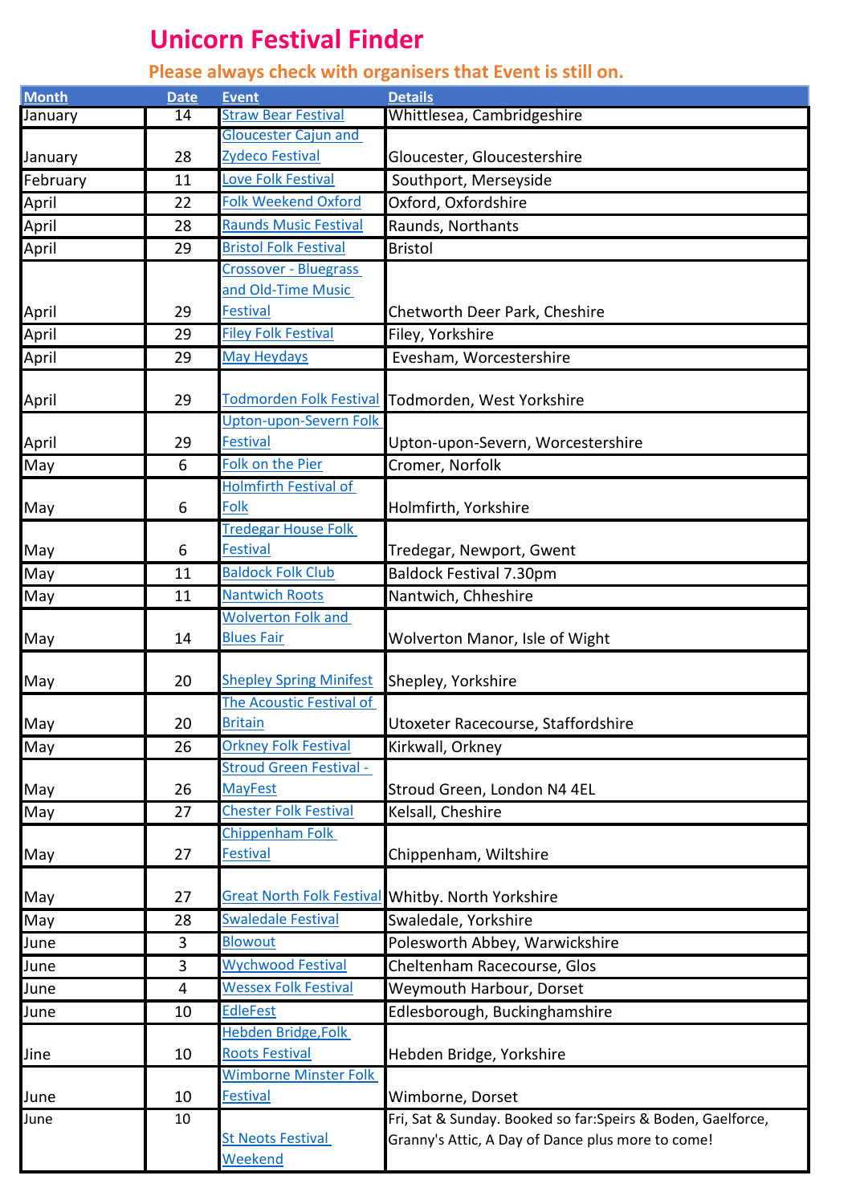# Unicorn Festival Finder

## Please always check with organisers that Event is still on.

| Month | Date | Event | Details |
|---|---|---|---|
| January | 14 | Straw Bear Festival | Whittlesea, Cambridgeshire |
| January | 28 | Gloucester Cajun and Zydeco Festival | Gloucester, Gloucestershire |
| February | 11 | Love Folk Festival | Southport, Merseyside |
| April | 22 | Folk Weekend Oxford | Oxford, Oxfordshire |
| April | 28 | Raunds Music Festival | Raunds, Northants |
| April | 29 | Bristol Folk Festival | Bristol |
| April | 29 | Crossover - Bluegrass and Old-Time Music Festival | Chetworth Deer Park, Cheshire |
| April | 29 | Filey Folk Festival | Filey, Yorkshire |
| April | 29 | May Heydays | Evesham, Worcestershire |
| April | 29 | Todmorden Folk Festival | Todmorden, West Yorkshire |
| April | 29 | Upton-upon-Severn Folk Festival | Upton-upon-Severn, Worcestershire |
| May | 6 | Folk on the Pier | Cromer, Norfolk |
| May | 6 | Holmfirth Festival of Folk | Holmfirth, Yorkshire |
| May | 6 | Tredegar House Folk Festival | Tredegar, Newport, Gwent |
| May | 11 | Baldock Folk Club | Baldock Festival 7.30pm |
| May | 11 | Nantwich Roots | Nantwich, Chheshire |
| May | 14 | Wolverton Folk and Blues Fair | Wolverton Manor, Isle of Wight |
| May | 20 | Shepley Spring Minifest | Shepley, Yorkshire |
| May | 20 | The Acoustic Festival of Britain | Utoxeter Racecourse, Staffordshire |
| May | 26 | Orkney Folk Festival | Kirkwall, Orkney |
| May | 26 | Stroud Green Festival - MayFest | Stroud Green, London N4 4EL |
| May | 27 | Chester Folk Festival | Kelsall, Cheshire |
| May | 27 | Chippenham Folk Festival | Chippenham, Wiltshire |
| May | 27 | Great North Folk Festival | Whitby. North Yorkshire |
| May | 28 | Swaledale Festival | Swaledale, Yorkshire |
| June | 3 | Blowout | Polesworth Abbey, Warwickshire |
| June | 3 | Wychwood Festival | Cheltenham Racecourse, Glos |
| June | 4 | Wessex Folk Festival | Weymouth Harbour, Dorset |
| June | 10 | EdleFest | Edlesborough, Buckinghamshire |
| Jine | 10 | Hebden Bridge,Folk Roots Festival | Hebden Bridge, Yorkshire |
| June | 10 | Wimborne Minster Folk Festival | Wimborne, Dorset |
| June | 10 | St Neots Festival Weekend | Fri, Sat & Sunday. Booked so far:Speirs & Boden, Gaelforce, Granny's Attic, A Day of Dance plus more to come! |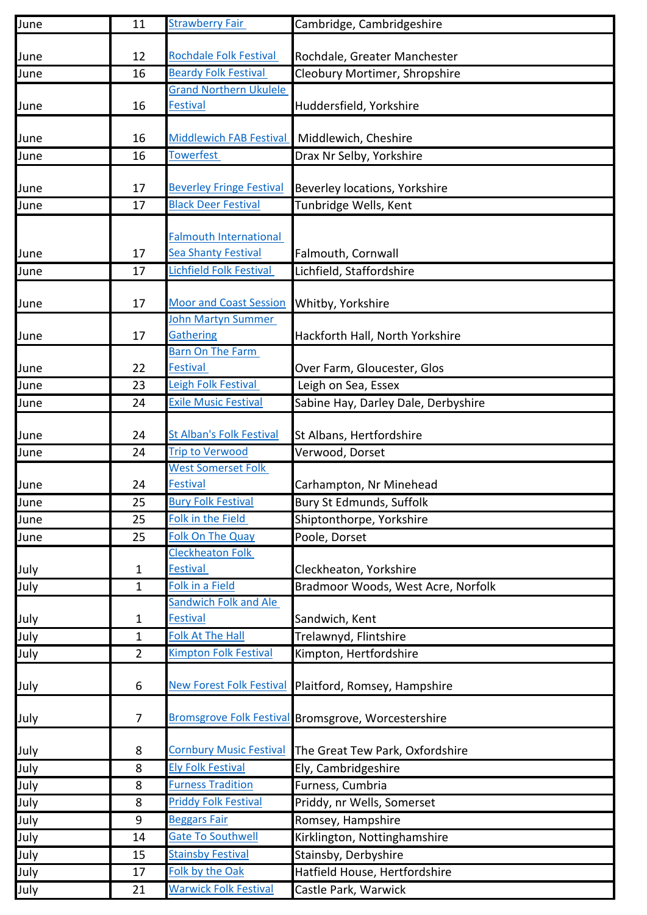| June | 11 | Strawberry Fair | Cambridge, Cambridgeshire |
|---|---|---|---|
| June | 12 | Rochdale Folk Festival | Rochdale, Greater Manchester |
| June | 16 | Beardy Folk Festival | Cleobury Mortimer, Shropshire |
| June | 16 | Grand Northern Ukulele Festival | Huddersfield, Yorkshire |
| June | 16 | Middlewich FAB Festival | Middlewich, Cheshire |
| June | 16 | Towerfest | Drax Nr Selby, Yorkshire |
| June | 17 | Beverley Fringe Festival | Beverley locations, Yorkshire |
| June | 17 | Black Deer Festival | Tunbridge Wells, Kent |
| June | 17 | Falmouth International Sea Shanty Festival | Falmouth, Cornwall |
| June | 17 | Lichfield Folk Festival | Lichfield, Staffordshire |
| June | 17 | Moor and Coast Session | Whitby, Yorkshire |
| June | 17 | John Martyn Summer Gathering | Hackforth Hall, North Yorkshire |
| June | 22 | Barn On The Farm Festival | Over Farm, Gloucester, Glos |
| June | 23 | Leigh Folk Festival | Leigh on Sea, Essex |
| June | 24 | Exile Music Festival | Sabine Hay, Darley Dale, Derbyshire |
| June | 24 | St Alban's Folk Festival | St Albans, Hertfordshire |
| June | 24 | Trip to Verwood | Verwood, Dorset |
| June | 24 | West Somerset Folk Festival | Carhampton, Nr Minehead |
| June | 25 | Bury Folk Festival | Bury St Edmunds, Suffolk |
| June | 25 | Folk in the Field | Shiptonthorpe, Yorkshire |
| June | 25 | Folk On The Quay | Poole, Dorset |
| July | 1 | Cleckheaton Folk Festival | Cleckheaton, Yorkshire |
| July | 1 | Folk in a Field | Bradmoor Woods, West Acre, Norfolk |
| July | 1 | Sandwich Folk and Ale Festival | Sandwich, Kent |
| July | 1 | Folk At The Hall | Trelawnyd, Flintshire |
| July | 2 | Kimpton Folk Festival | Kimpton, Hertfordshire |
| July | 6 | New Forest Folk Festival | Plaitford, Romsey, Hampshire |
| July | 7 | Bromsgrove Folk Festival | Bromsgrove, Worcestershire |
| July | 8 | Cornbury Music Festival | The Great Tew Park, Oxfordshire |
| July | 8 | Ely Folk Festival | Ely, Cambridgeshire |
| July | 8 | Furness Tradition | Furness, Cumbria |
| July | 8 | Priddy Folk Festival | Priddy, nr Wells, Somerset |
| July | 9 | Beggars Fair | Romsey, Hampshire |
| July | 14 | Gate To Southwell | Kirklington, Nottinghamshire |
| July | 15 | Stainsby Festival | Stainsby, Derbyshire |
| July | 17 | Folk by the Oak | Hatfield House, Hertfordshire |
| July | 21 | Warwick Folk Festival | Castle Park, Warwick |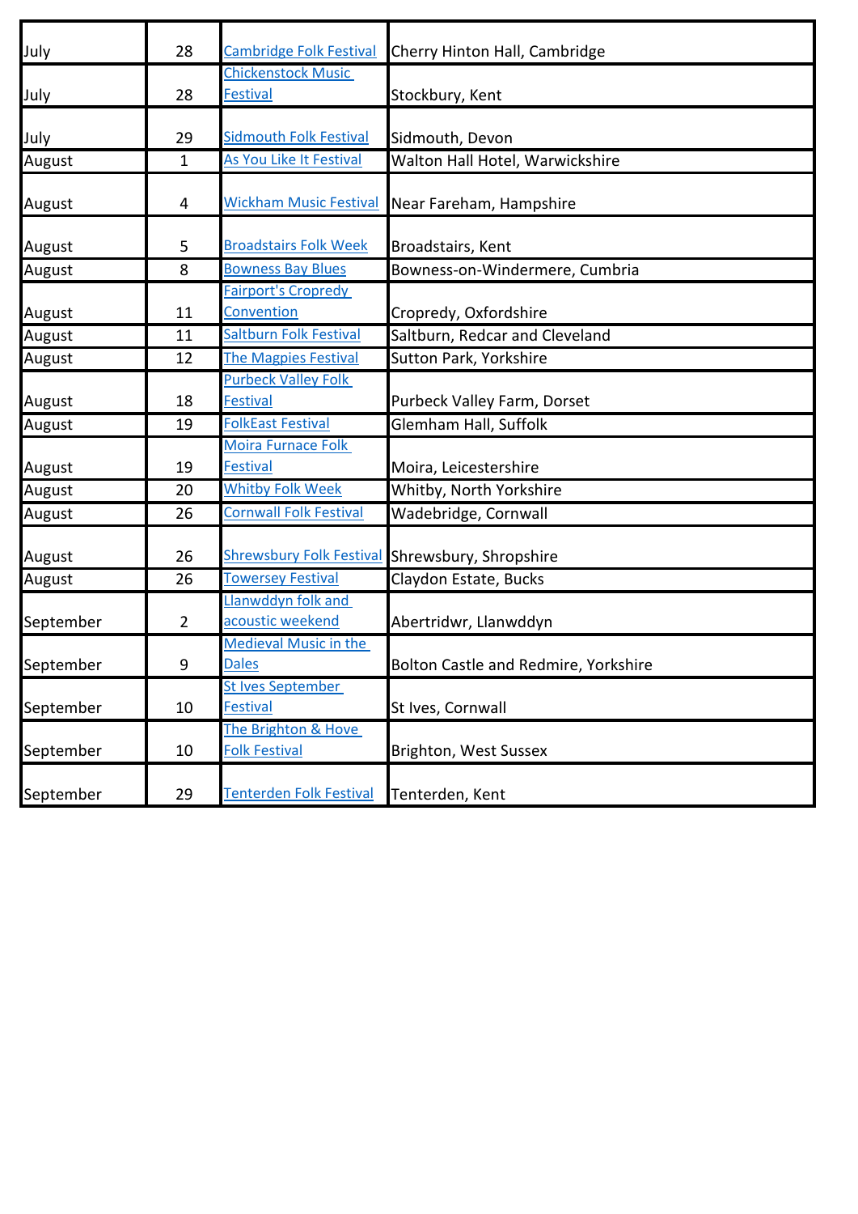| | | | |
|---|---|---|---|
| July | 28 | Cambridge Folk Festival | Cherry Hinton Hall, Cambridge |
| July | 28 | Chickenstock Music Festival | Stockbury, Kent |
| July | 29 | Sidmouth Folk Festival | Sidmouth, Devon |
| August | 1 | As You Like It Festival | Walton Hall Hotel, Warwickshire |
| August | 4 | Wickham Music Festival | Near Fareham, Hampshire |
| August | 5 | Broadstairs Folk Week | Broadstairs, Kent |
| August | 8 | Bowness Bay Blues | Bowness-on-Windermere, Cumbria |
| August | 11 | Fairport's Cropredy Convention | Cropredy, Oxfordshire |
| August | 11 | Saltburn Folk Festival | Saltburn, Redcar and Cleveland |
| August | 12 | The Magpies Festival | Sutton Park, Yorkshire |
| August | 18 | Purbeck Valley Folk Festival | Purbeck Valley Farm, Dorset |
| August | 19 | FolkEast Festival | Glemham Hall, Suffolk |
| August | 19 | Moira Furnace Folk Festival | Moira, Leicestershire |
| August | 20 | Whitby Folk Week | Whitby, North Yorkshire |
| August | 26 | Cornwall Folk Festival | Wadebridge, Cornwall |
| August | 26 | Shrewsbury Folk Festival | Shrewsbury, Shropshire |
| August | 26 | Towersey Festival | Claydon Estate, Bucks |
| September | 2 | Llanwddyn folk and acoustic weekend | Abertridwr, Llanwddyn |
| September | 9 | Medieval Music in the Dales | Bolton Castle and Redmire, Yorkshire |
| September | 10 | St Ives September Festival | St Ives, Cornwall |
| September | 10 | The Brighton & Hove Folk Festival | Brighton, West Sussex |
| September | 29 | Tenterden Folk Festival | Tenterden, Kent |